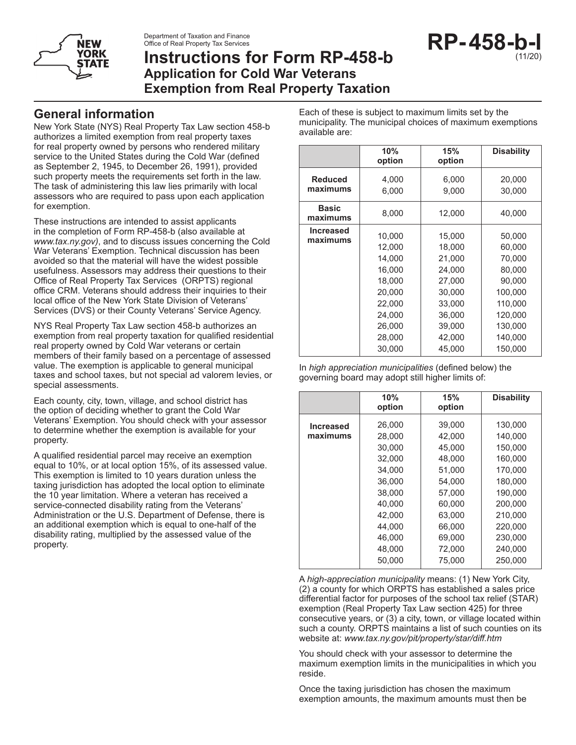Department of Taxation and Finance
Office of Real Property Tax Services

# Instructions for Form RP-458-b
## Application for Cold War Veterans Exemption from Real Property Taxation

**RP-458-b-I** (11/20)

## General information

New York State (NYS) Real Property Tax Law section 458-b authorizes a limited exemption from real property taxes for real property owned by persons who rendered military service to the United States during the Cold War (defined as September 2, 1945, to December 26, 1991), provided such property meets the requirements set forth in the law. The task of administering this law lies primarily with local assessors who are required to pass upon each application for exemption.

These instructions are intended to assist applicants in the completion of Form RP-458-b (also available at *www.tax.ny.gov)*, and to discuss issues concerning the Cold War Veterans' Exemption. Technical discussion has been avoided so that the material will have the widest possible usefulness. Assessors may address their questions to their Office of Real Property Tax Services (ORPTS) regional office CRM. Veterans should address their inquiries to their local office of the New York State Division of Veterans' Services (DVS) or their County Veterans' Service Agency.

NYS Real Property Tax Law section 458-b authorizes an exemption from real property taxation for qualified residential real property owned by Cold War veterans or certain members of their family based on a percentage of assessed value. The exemption is applicable to general municipal taxes and school taxes, but not special ad valorem levies, or special assessments.

Each county, city, town, village, and school district has the option of deciding whether to grant the Cold War Veterans' Exemption. You should check with your assessor to determine whether the exemption is available for your property.

A qualified residential parcel may receive an exemption equal to 10%, or at local option 15%, of its assessed value. This exemption is limited to 10 years duration unless the taxing jurisdiction has adopted the local option to eliminate the 10 year limitation. Where a veteran has received a service-connected disability rating from the Veterans' Administration or the U.S. Department of Defense, there is an additional exemption which is equal to one-half of the disability rating, multiplied by the assessed value of the property.

Each of these is subject to maximum limits set by the municipality. The municipal choices of maximum exemptions available are:

| | 10% option | 15% option | Disability |
|---|---|---|---|
| **Reduced maximums** | 4,000 | 6,000 | 20,000 |
| | 6,000 | 9,000 | 30,000 |
| **Basic maximums** | 8,000 | 12,000 | 40,000 |
| **Increased maximums** | 10,000 | 15,000 | 50,000 |
| | 12,000 | 18,000 | 60,000 |
| | 14,000 | 21,000 | 70,000 |
| | 16,000 | 24,000 | 80,000 |
| | 18,000 | 27,000 | 90,000 |
| | 20,000 | 30,000 | 100,000 |
| | 22,000 | 33,000 | 110,000 |
| | 24,000 | 36,000 | 120,000 |
| | 26,000 | 39,000 | 130,000 |
| | 28,000 | 42,000 | 140,000 |
| | 30,000 | 45,000 | 150,000 |

In *high appreciation municipalities* (defined below) the governing board may adopt still higher limits of:

| | 10% option | 15% option | Disability |
|---|---|---|---|
| **Increased maximums** | 26,000 | 39,000 | 130,000 |
| | 28,000 | 42,000 | 140,000 |
| | 30,000 | 45,000 | 150,000 |
| | 32,000 | 48,000 | 160,000 |
| | 34,000 | 51,000 | 170,000 |
| | 36,000 | 54,000 | 180,000 |
| | 38,000 | 57,000 | 190,000 |
| | 40,000 | 60,000 | 200,000 |
| | 42,000 | 63,000 | 210,000 |
| | 44,000 | 66,000 | 220,000 |
| | 46,000 | 69,000 | 230,000 |
| | 48,000 | 72,000 | 240,000 |
| | 50,000 | 75,000 | 250,000 |

A *high-appreciation municipality* means: (1) New York City, (2) a county for which ORPTS has established a sales price differential factor for purposes of the school tax relief (STAR) exemption (Real Property Tax Law section 425) for three consecutive years, or (3) a city, town, or village located within such a county. ORPTS maintains a list of such counties on its website at: *www.tax.ny.gov/pit/property/star/diff.htm*

You should check with your assessor to determine the maximum exemption limits in the municipalities in which you reside.

Once the taxing jurisdiction has chosen the maximum exemption amounts, the maximum amounts must then be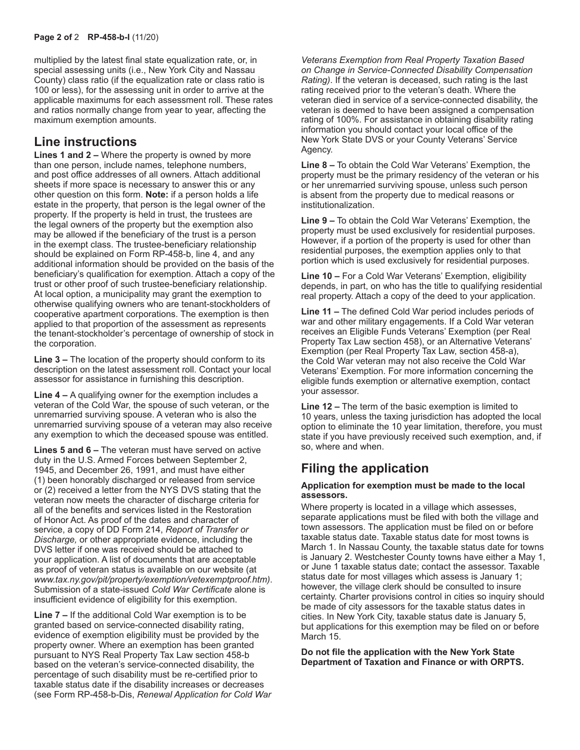multiplied by the latest final state equalization rate, or, in special assessing units (i.e., New York City and Nassau County) class ratio (if the equalization rate or class ratio is 100 or less), for the assessing unit in order to arrive at the applicable maximums for each assessment roll. These rates and ratios normally change from year to year, affecting the maximum exemption amounts.

## Line instructions

**Lines 1 and 2 –** Where the property is owned by more than one person, include names, telephone numbers, and post office addresses of all owners. Attach additional sheets if more space is necessary to answer this or any other question on this form. **Note:** if a person holds a life estate in the property, that person is the legal owner of the property. If the property is held in trust, the trustees are the legal owners of the property but the exemption also may be allowed if the beneficiary of the trust is a person in the exempt class. The trustee-beneficiary relationship should be explained on Form RP-458-b, line 4, and any additional information should be provided on the basis of the beneficiary's qualification for exemption. Attach a copy of the trust or other proof of such trustee-beneficiary relationship. At local option, a municipality may grant the exemption to otherwise qualifying owners who are tenant-stockholders of cooperative apartment corporations. The exemption is then applied to that proportion of the assessment as represents the tenant-stockholder's percentage of ownership of stock in the corporation.

**Line 3 –** The location of the property should conform to its description on the latest assessment roll. Contact your local assessor for assistance in furnishing this description.

**Line 4 –** A qualifying owner for the exemption includes a veteran of the Cold War, the spouse of such veteran, or the unremarried surviving spouse. A veteran who is also the unremarried surviving spouse of a veteran may also receive any exemption to which the deceased spouse was entitled.

**Lines 5 and 6 –** The veteran must have served on active duty in the U.S. Armed Forces between September 2, 1945, and December 26, 1991, and must have either (1) been honorably discharged or released from service or (2) received a letter from the NYS DVS stating that the veteran now meets the character of discharge criteria for all of the benefits and services listed in the Restoration of Honor Act. As proof of the dates and character of service, a copy of DD Form 214, *Report of Transfer or Discharge,* or other appropriate evidence, including the DVS letter if one was received should be attached to your application. A list of documents that are acceptable as proof of veteran status is available on our website (at *www.tax.ny.gov/pit/property/exemption/vetexemptproof.htm)*. Submission of a state-issued *Cold War Certificate* alone is insufficient evidence of eligibility for this exemption.

**Line 7 –** If the additional Cold War exemption is to be granted based on service-connected disability rating, evidence of exemption eligibility must be provided by the property owner. Where an exemption has been granted pursuant to NYS Real Property Tax Law section 458-b based on the veteran's service-connected disability, the percentage of such disability must be re-certified prior to taxable status date if the disability increases or decreases (see Form RP-458-b-Dis, *Renewal Application for Cold War Veterans Exemption from Real Property Taxation Based on Change in Service-Connected Disability Compensation Rating)*. If the veteran is deceased, such rating is the last rating received prior to the veteran's death. Where the veteran died in service of a service-connected disability, the veteran is deemed to have been assigned a compensation rating of 100%. For assistance in obtaining disability rating information you should contact your local office of the New York State DVS or your County Veterans' Service Agency.

**Line 8 –** To obtain the Cold War Veterans' Exemption, the property must be the primary residency of the veteran or his or her unremarried surviving spouse, unless such person is absent from the property due to medical reasons or institutionalization.

**Line 9 –** To obtain the Cold War Veterans' Exemption, the property must be used exclusively for residential purposes. However, if a portion of the property is used for other than residential purposes, the exemption applies only to that portion which is used exclusively for residential purposes.

**Line 10 –** For a Cold War Veterans' Exemption, eligibility depends, in part, on who has the title to qualifying residential real property. Attach a copy of the deed to your application.

**Line 11 –** The defined Cold War period includes periods of war and other military engagements. If a Cold War veteran receives an Eligible Funds Veterans' Exemption (per Real Property Tax Law section 458), or an Alternative Veterans' Exemption (per Real Property Tax Law, section 458-a), the Cold War veteran may not also receive the Cold War Veterans' Exemption. For more information concerning the eligible funds exemption or alternative exemption, contact your assessor.

**Line 12 –** The term of the basic exemption is limited to 10 years, unless the taxing jurisdiction has adopted the local option to eliminate the 10 year limitation, therefore, you must state if you have previously received such exemption, and, if so, where and when.

## Filing the application

**Application for exemption must be made to the local assessors.**

Where property is located in a village which assesses, separate applications must be filed with both the village and town assessors. The application must be filed on or before taxable status date. Taxable status date for most towns is March 1. In Nassau County, the taxable status date for towns is January 2. Westchester County towns have either a May 1, or June 1 taxable status date; contact the assessor. Taxable status date for most villages which assess is January 1; however, the village clerk should be consulted to insure certainty. Charter provisions control in cities so inquiry should be made of city assessors for the taxable status dates in cities. In New York City, taxable status date is January 5, but applications for this exemption may be filed on or before March 15.

**Do not file the application with the New York State Department of Taxation and Finance or with ORPTS.**